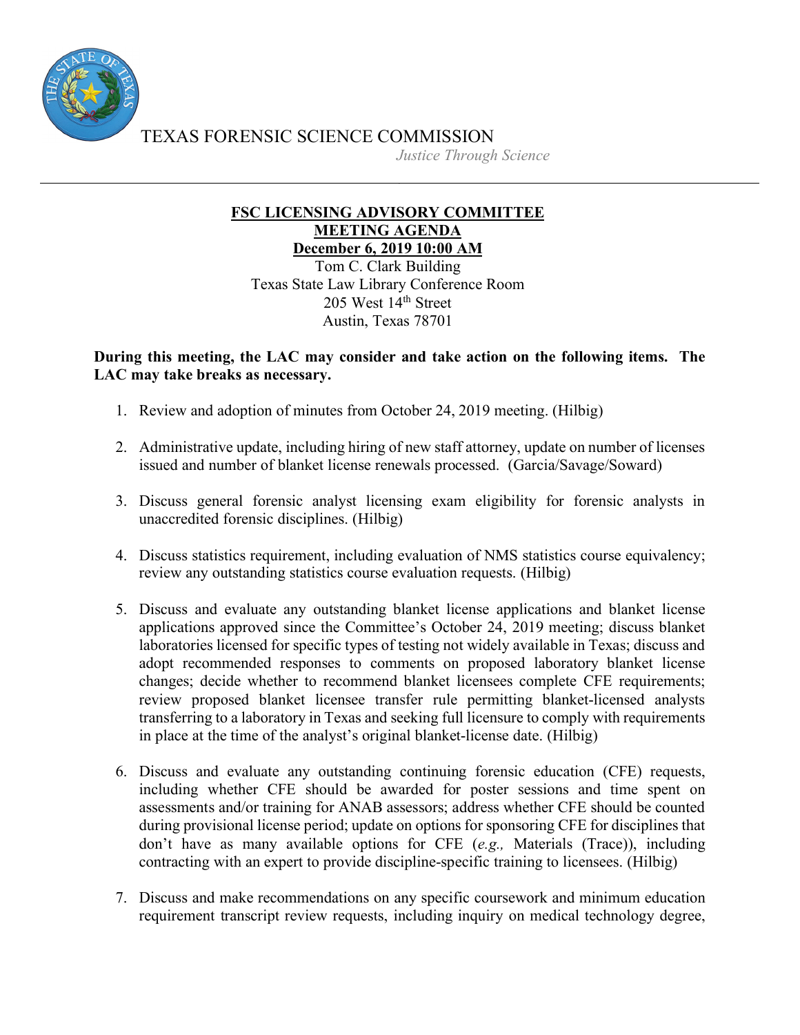TEXAS FORENSIC SCIENCE COMMISSION

*Justice Through Science*

---

**FSC LICENSING ADVISORY COMMITTEE**
**MEETING AGENDA**
**December 6, 2019 10:00 AM**

Tom C. Clark Building
Texas State Law Library Conference Room
205 West 14th Street
Austin, Texas 78701

**During this meeting, the LAC may consider and take action on the following items. The LAC may take breaks as necessary.**

1. Review and adoption of minutes from October 24, 2019 meeting. (Hilbig)

2. Administrative update, including hiring of new staff attorney, update on number of licenses issued and number of blanket license renewals processed. (Garcia/Savage/Soward)

3. Discuss general forensic analyst licensing exam eligibility for forensic analysts in unaccredited forensic disciplines. (Hilbig)

4. Discuss statistics requirement, including evaluation of NMS statistics course equivalency; review any outstanding statistics course evaluation requests. (Hilbig)

5. Discuss and evaluate any outstanding blanket license applications and blanket license applications approved since the Committee's October 24, 2019 meeting; discuss blanket laboratories licensed for specific types of testing not widely available in Texas; discuss and adopt recommended responses to comments on proposed laboratory blanket license changes; decide whether to recommend blanket licensees complete CFE requirements; review proposed blanket licensee transfer rule permitting blanket-licensed analysts transferring to a laboratory in Texas and seeking full licensure to comply with requirements in place at the time of the analyst's original blanket-license date. (Hilbig)

6. Discuss and evaluate any outstanding continuing forensic education (CFE) requests, including whether CFE should be awarded for poster sessions and time spent on assessments and/or training for ANAB assessors; address whether CFE should be counted during provisional license period; update on options for sponsoring CFE for disciplines that don't have as many available options for CFE (*e.g.,* Materials (Trace)), including contracting with an expert to provide discipline-specific training to licensees. (Hilbig)

7. Discuss and make recommendations on any specific coursework and minimum education requirement transcript review requests, including inquiry on medical technology degree,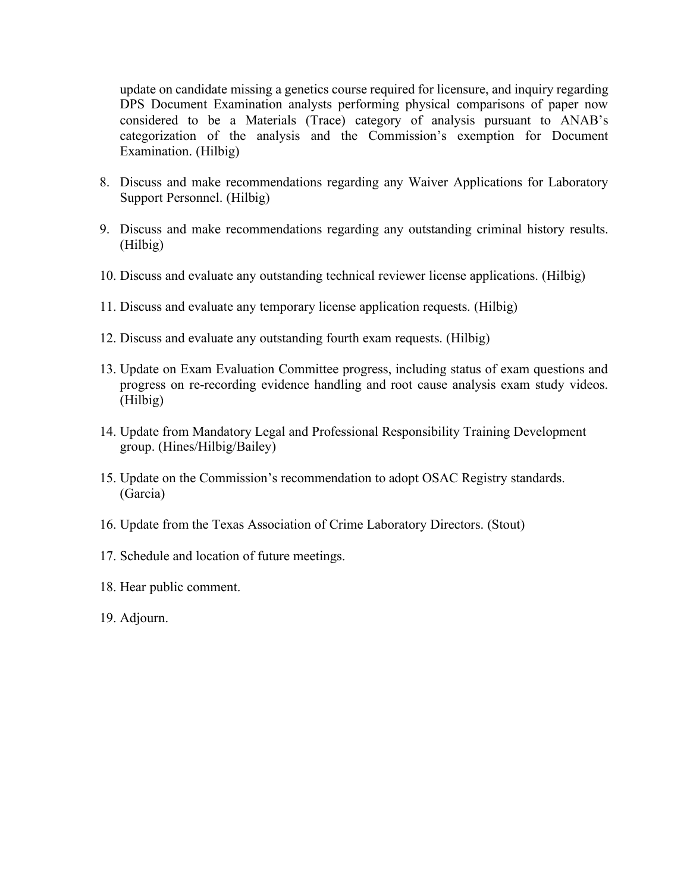update on candidate missing a genetics course required for licensure, and inquiry regarding DPS Document Examination analysts performing physical comparisons of paper now considered to be a Materials (Trace) category of analysis pursuant to ANAB's categorization of the analysis and the Commission's exemption for Document Examination. (Hilbig)

8. Discuss and make recommendations regarding any Waiver Applications for Laboratory Support Personnel. (Hilbig)

9. Discuss and make recommendations regarding any outstanding criminal history results. (Hilbig)

10. Discuss and evaluate any outstanding technical reviewer license applications. (Hilbig)

11. Discuss and evaluate any temporary license application requests. (Hilbig)

12. Discuss and evaluate any outstanding fourth exam requests. (Hilbig)

13. Update on Exam Evaluation Committee progress, including status of exam questions and progress on re-recording evidence handling and root cause analysis exam study videos. (Hilbig)

14. Update from Mandatory Legal and Professional Responsibility Training Development group. (Hines/Hilbig/Bailey)

15. Update on the Commission's recommendation to adopt OSAC Registry standards. (Garcia)

16. Update from the Texas Association of Crime Laboratory Directors. (Stout)

17. Schedule and location of future meetings.

18. Hear public comment.

19. Adjourn.